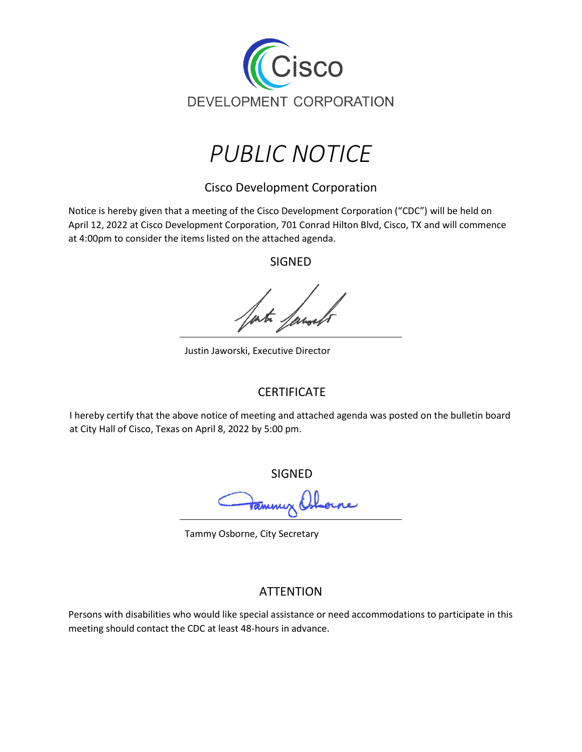Cisco

DEVELOPMENT CORPORATION

# *PUBLIC NOTICE*

## Cisco Development Corporation

Notice is hereby given that a meeting of the Cisco Development Corporation ("CDC") will be held on April 12, 2022 at Cisco Development Corporation, 701 Conrad Hilton Blvd, Cisco, TX and will commence at 4:00pm to consider the items listed on the attached agenda.

SIGNED

Justin Jaworski, Executive Director

## CERTIFICATE

I hereby certify that the above notice of meeting and attached agenda was posted on the bulletin board at City Hall of Cisco, Texas on April 8, 2022 by 5:00 pm.

SIGNED

Tammy Osborne, City Secretary

## ATTENTION

Persons with disabilities who would like special assistance or need accommodations to participate in this meeting should contact the CDC at least 48-hours in advance.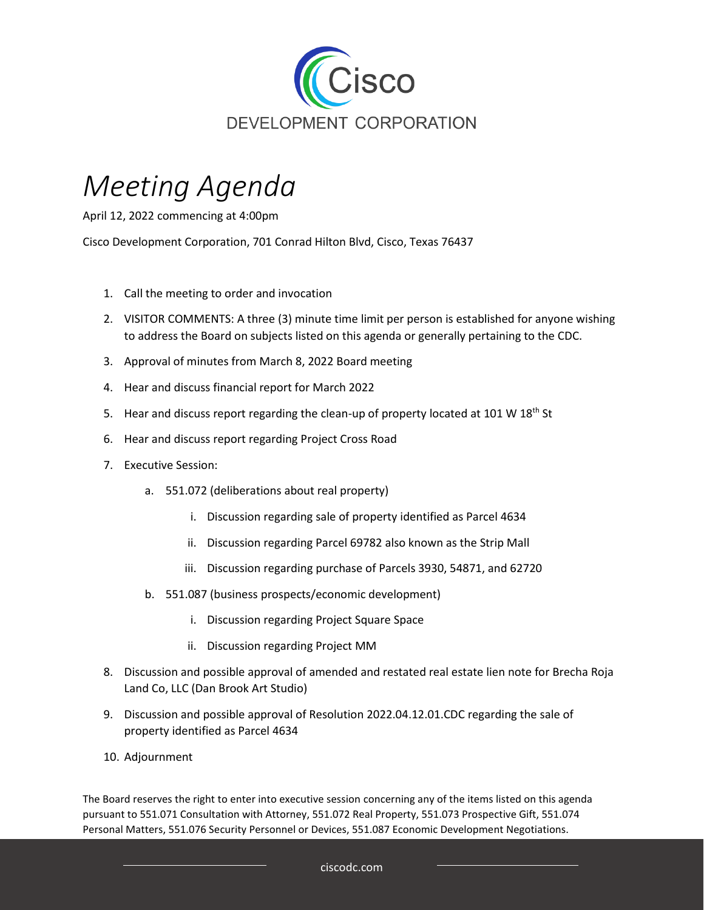Cisco

DEVELOPMENT CORPORATION

# *Meeting Agenda*

April 12, 2022 commencing at 4:00pm

Cisco Development Corporation, 701 Conrad Hilton Blvd, Cisco, Texas 76437

1. Call the meeting to order and invocation
2. VISITOR COMMENTS: A three (3) minute time limit per person is established for anyone wishing to address the Board on subjects listed on this agenda or generally pertaining to the CDC.
3. Approval of minutes from March 8, 2022 Board meeting
4. Hear and discuss financial report for March 2022
5. Hear and discuss report regarding the clean-up of property located at 101 W 18th St
6. Hear and discuss report regarding Project Cross Road
7. Executive Session:
   a. 551.072 (deliberations about real property)
      i. Discussion regarding sale of property identified as Parcel 4634
      ii. Discussion regarding Parcel 69782 also known as the Strip Mall
      iii. Discussion regarding purchase of Parcels 3930, 54871, and 62720
   b. 551.087 (business prospects/economic development)
      i. Discussion regarding Project Square Space
      ii. Discussion regarding Project MM
8. Discussion and possible approval of amended and restated real estate lien note for Brecha Roja Land Co, LLC (Dan Brook Art Studio)
9. Discussion and possible approval of Resolution 2022.04.12.01.CDC regarding the sale of property identified as Parcel 4634
10. Adjournment

The Board reserves the right to enter into executive session concerning any of the items listed on this agenda pursuant to 551.071 Consultation with Attorney, 551.072 Real Property, 551.073 Prospective Gift, 551.074 Personal Matters, 551.076 Security Personnel or Devices, 551.087 Economic Development Negotiations.

ciscodc.com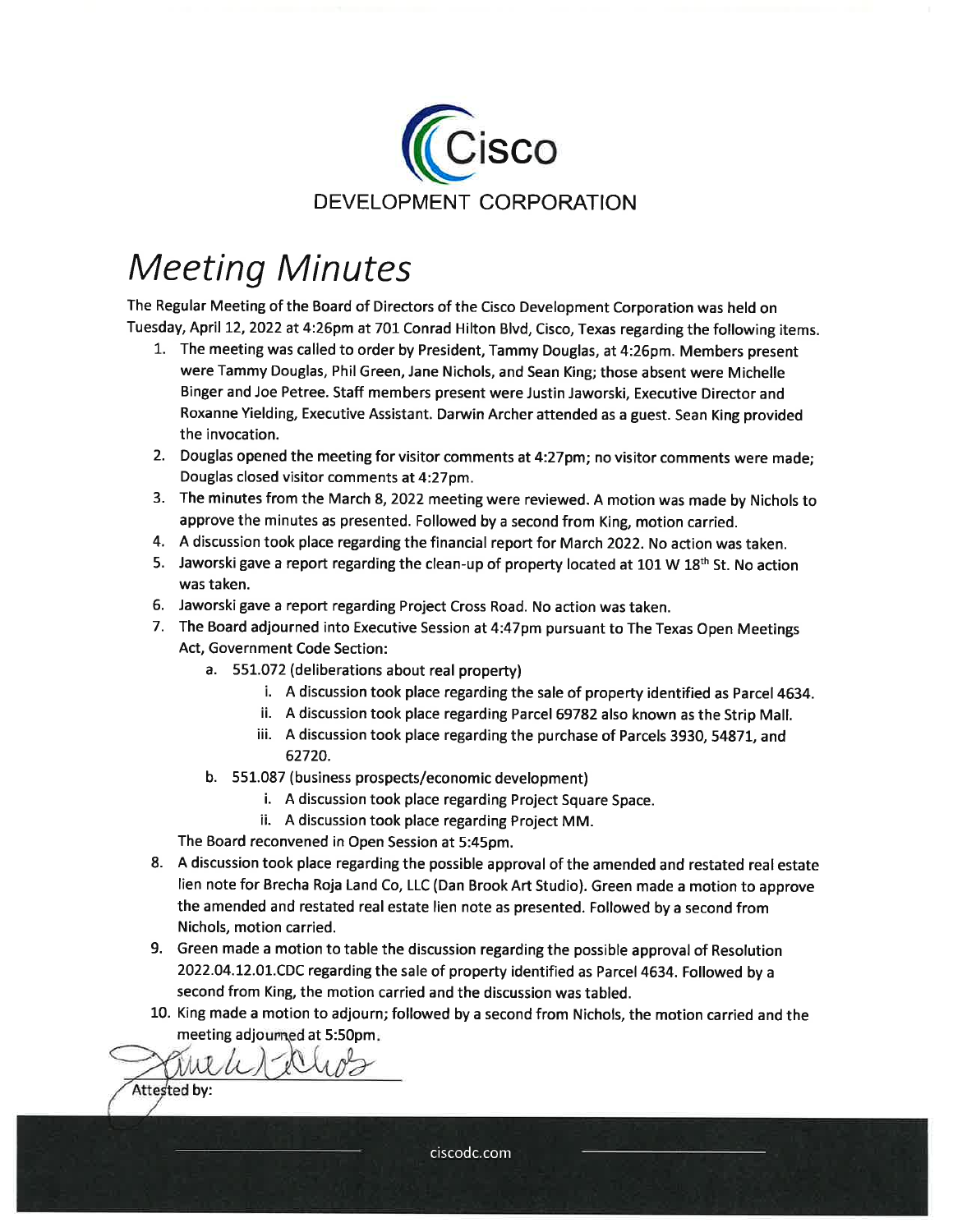Cisco

DEVELOPMENT CORPORATION

# Meeting Minutes

The Regular Meeting of the Board of Directors of the Cisco Development Corporation was held on Tuesday, April 12, 2022 at 4:26pm at 701 Conrad Hilton Blvd, Cisco, Texas regarding the following items.

1. The meeting was called to order by President, Tammy Douglas, at 4:26pm. Members present were Tammy Douglas, Phil Green, Jane Nichols, and Sean King; those absent were Michelle Binger and Joe Petree. Staff members present were Justin Jaworski, Executive Director and Roxanne Yielding, Executive Assistant. Darwin Archer attended as a guest. Sean King provided the invocation.
2. Douglas opened the meeting for visitor comments at 4:27pm; no visitor comments were made; Douglas closed visitor comments at 4:27pm.
3. The minutes from the March 8, 2022 meeting were reviewed. A motion was made by Nichols to approve the minutes as presented. Followed by a second from King, motion carried.
4. A discussion took place regarding the financial report for March 2022. No action was taken.
5. Jaworski gave a report regarding the clean-up of property located at 101 W 18th St. No action was taken.
6. Jaworski gave a report regarding Project Cross Road. No action was taken.
7. The Board adjourned into Executive Session at 4:47pm pursuant to The Texas Open Meetings Act, Government Code Section:
   a. 551.072 (deliberations about real property)
      i. A discussion took place regarding the sale of property identified as Parcel 4634.
      ii. A discussion took place regarding Parcel 69782 also known as the Strip Mall.
      iii. A discussion took place regarding the purchase of Parcels 3930, 54871, and 62720.
   b. 551.087 (business prospects/economic development)
      i. A discussion took place regarding Project Square Space.
      ii. A discussion took place regarding Project MM.

   The Board reconvened in Open Session at 5:45pm.
8. A discussion took place regarding the possible approval of the amended and restated real estate lien note for Brecha Roja Land Co, LLC (Dan Brook Art Studio). Green made a motion to approve the amended and restated real estate lien note as presented. Followed by a second from Nichols, motion carried.
9. Green made a motion to table the discussion regarding the possible approval of Resolution 2022.04.12.01.CDC regarding the sale of property identified as Parcel 4634. Followed by a second from King, the motion carried and the discussion was tabled.
10. King made a motion to adjourn; followed by a second from Nichols, the motion carried and the meeting adjourned at 5:50pm.

Attested by:

ciscodc.com